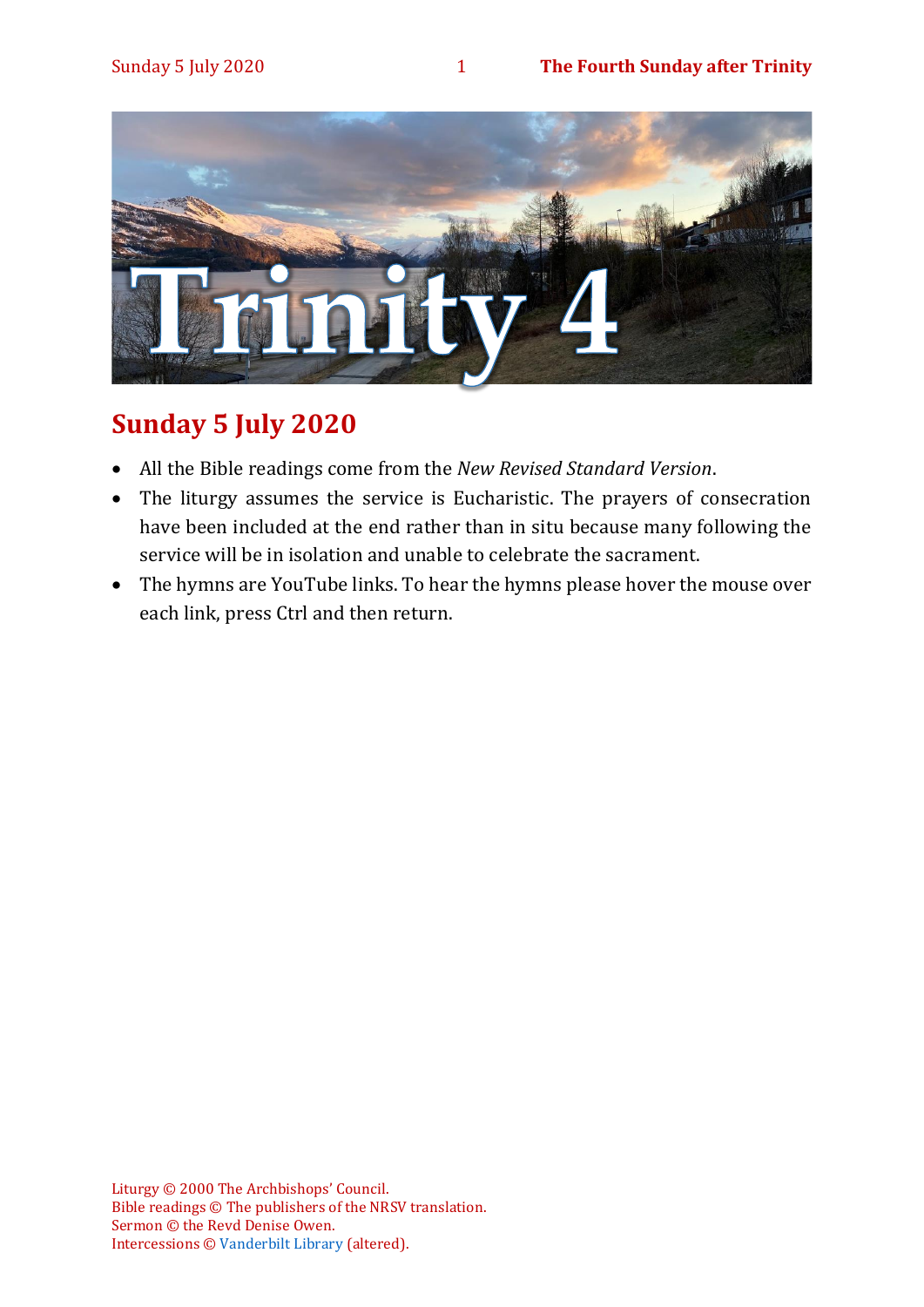# Sunday 5 July 2020

- All the Bible readings come from the *New Revised Standard Version*.
- The liturgy assumes the service is Eucharistic. The prayers of consecration have been included at the end rather than in situ because many following the service will be in isolation and unable to celebrate the sacrament.
- The hymns are YouTube links. To hear the hymns please hover the mouse over each link, press Ctrl and then return.

Liturgy © 2000 The Archbishops' Council.
Bible readings © The publishers of the NRSV translation.
Sermon © the Revd Denise Owen.
Intercessions © Vanderbilt Library (altered).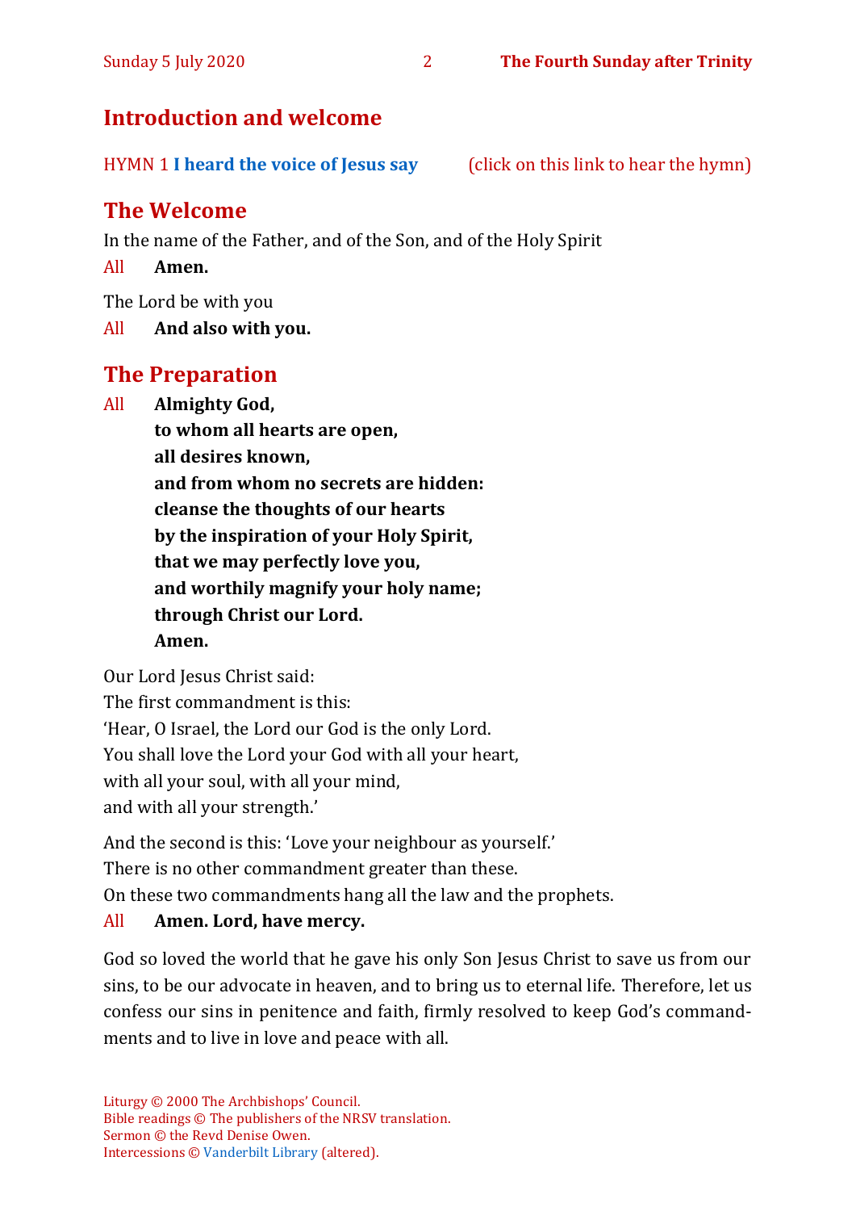## Introduction and welcome

HYMN 1 **I heard the voice of Jesus say** (click on this link to hear the hymn)

## The Welcome

In the name of the Father, and of the Son, and of the Holy Spirit

All **Amen.**

The Lord be with you

All **And also with you.**

## The Preparation

All **Almighty God,**
**to whom all hearts are open,**
**all desires known,**
**and from whom no secrets are hidden:**
**cleanse the thoughts of our hearts**
**by the inspiration of your Holy Spirit,**
**that we may perfectly love you,**
**and worthily magnify your holy name;**
**through Christ our Lord.**
**Amen.**

Our Lord Jesus Christ said:
The first commandment is this:
'Hear, O Israel, the Lord our God is the only Lord.
You shall love the Lord your God with all your heart,
with all your soul, with all your mind,
and with all your strength.'

And the second is this: 'Love your neighbour as yourself.'
There is no other commandment greater than these.
On these two commandments hang all the law and the prophets.

All **Amen. Lord, have mercy.**

God so loved the world that he gave his only Son Jesus Christ to save us from our sins, to be our advocate in heaven, and to bring us to eternal life. Therefore, let us confess our sins in penitence and faith, firmly resolved to keep God's commandments and to live in love and peace with all.

Liturgy © 2000 The Archbishops' Council.
Bible readings © The publishers of the NRSV translation.
Sermon © the Revd Denise Owen.
Intercessions © Vanderbilt Library (altered).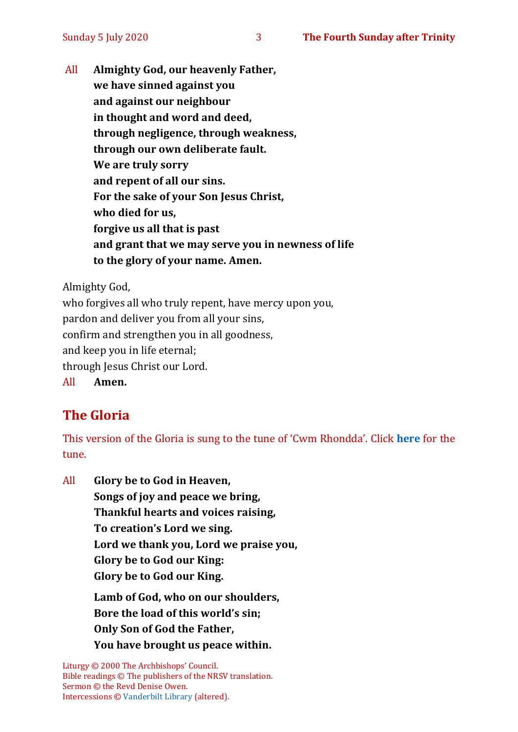All **Almighty God, our heavenly Father,**
**we have sinned against you**
**and against our neighbour**
**in thought and word and deed,**
**through negligence, through weakness,**
**through our own deliberate fault.**
**We are truly sorry**
**and repent of all our sins.**
**For the sake of your Son Jesus Christ,**
**who died for us,**
**forgive us all that is past**
**and grant that we may serve you in newness of life**
**to the glory of your name. Amen.**

Almighty God,
who forgives all who truly repent, have mercy upon you,
pardon and deliver you from all your sins,
confirm and strengthen you in all goodness,
and keep you in life eternal;
through Jesus Christ our Lord.
All **Amen.**

## The Gloria

This version of the Gloria is sung to the tune of 'Cwm Rhondda'. Click **here** for the tune.

All **Glory be to God in Heaven,**
**Songs of joy and peace we bring,**
**Thankful hearts and voices raising,**
**To creation's Lord we sing.**
**Lord we thank you, Lord we praise you,**
**Glory be to God our King:**
**Glory be to God our King.**

**Lamb of God, who on our shoulders,**
**Bore the load of this world's sin;**
**Only Son of God the Father,**
**You have brought us peace within.**

Liturgy © 2000 The Archbishops' Council.
Bible readings © The publishers of the NRSV translation.
Sermon © the Revd Denise Owen.
Intercessions © Vanderbilt Library (altered).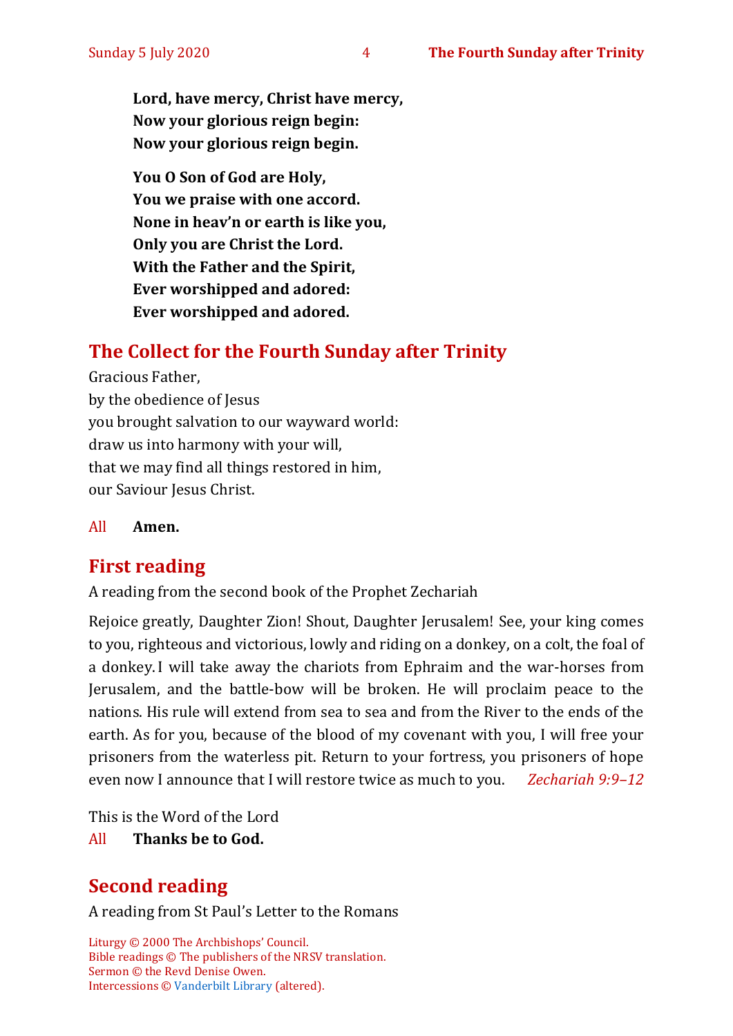**Lord, have mercy, Christ have mercy,**
**Now your glorious reign begin:**
**Now your glorious reign begin.**

**You O Son of God are Holy,**
**You we praise with one accord.**
**None in heav'n or earth is like you,**
**Only you are Christ the Lord.**
**With the Father and the Spirit,**
**Ever worshipped and adored:**
**Ever worshipped and adored.**

## The Collect for the Fourth Sunday after Trinity

Gracious Father,
by the obedience of Jesus
you brought salvation to our wayward world:
draw us into harmony with your will,
that we may find all things restored in him,
our Saviour Jesus Christ.

All **Amen.**

## First reading

A reading from the second book of the Prophet Zechariah

Rejoice greatly, Daughter Zion! Shout, Daughter Jerusalem! See, your king comes to you, righteous and victorious, lowly and riding on a donkey, on a colt, the foal of a donkey. I will take away the chariots from Ephraim and the war-horses from Jerusalem, and the battle-bow will be broken. He will proclaim peace to the nations. His rule will extend from sea to sea and from the River to the ends of the earth. As for you, because of the blood of my covenant with you, I will free your prisoners from the waterless pit. Return to your fortress, you prisoners of hope even now I announce that I will restore twice as much to you. *Zechariah 9:9–12*

This is the Word of the Lord
All **Thanks be to God.**

## Second reading

A reading from St Paul's Letter to the Romans

Liturgy © 2000 The Archbishops' Council.
Bible readings © The publishers of the NRSV translation.
Sermon © the Revd Denise Owen.
Intercessions © Vanderbilt Library (altered).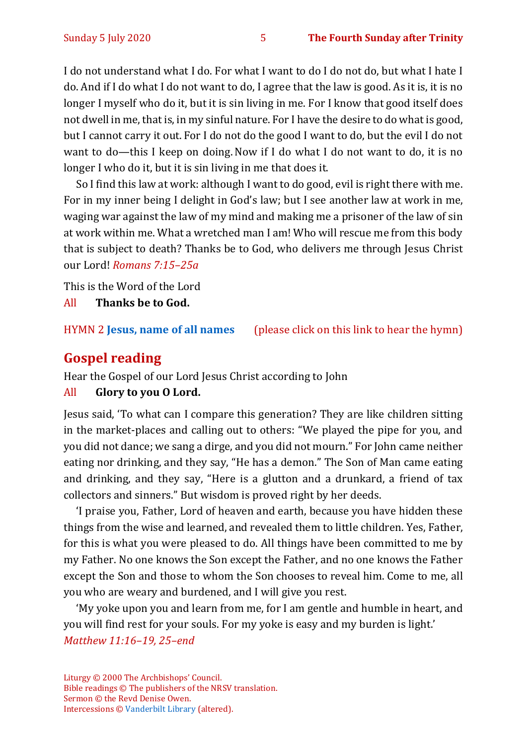I do not understand what I do. For what I want to do I do not do, but what I hate I do. And if I do what I do not want to do, I agree that the law is good. As it is, it is no longer I myself who do it, but it is sin living in me. For I know that good itself does not dwell in me, that is, in my sinful nature. For I have the desire to do what is good, but I cannot carry it out. For I do not do the good I want to do, but the evil I do not want to do—this I keep on doing. Now if I do what I do not want to do, it is no longer I who do it, but it is sin living in me that does it.

So I find this law at work: although I want to do good, evil is right there with me. For in my inner being I delight in God's law; but I see another law at work in me, waging war against the law of my mind and making me a prisoner of the law of sin at work within me. What a wretched man I am! Who will rescue me from this body that is subject to death? Thanks be to God, who delivers me through Jesus Christ our Lord! *Romans 7:15–25a*

This is the Word of the Lord

All **Thanks be to God.**

HYMN 2 **Jesus, name of all names** (please click on this link to hear the hymn)

## Gospel reading

Hear the Gospel of our Lord Jesus Christ according to John

All **Glory to you O Lord.**

Jesus said, 'To what can I compare this generation? They are like children sitting in the market-places and calling out to others: "We played the pipe for you, and you did not dance; we sang a dirge, and you did not mourn." For John came neither eating nor drinking, and they say, "He has a demon." The Son of Man came eating and drinking, and they say, "Here is a glutton and a drunkard, a friend of tax collectors and sinners." But wisdom is proved right by her deeds.

'I praise you, Father, Lord of heaven and earth, because you have hidden these things from the wise and learned, and revealed them to little children. Yes, Father, for this is what you were pleased to do. All things have been committed to me by my Father. No one knows the Son except the Father, and no one knows the Father except the Son and those to whom the Son chooses to reveal him. Come to me, all you who are weary and burdened, and I will give you rest.

'My yoke upon you and learn from me, for I am gentle and humble in heart, and you will find rest for your souls. For my yoke is easy and my burden is light.' *Matthew 11:16–19, 25–end*

Liturgy © 2000 The Archbishops' Council.
Bible readings © The publishers of the NRSV translation.
Sermon © the Revd Denise Owen.
Intercessions © Vanderbilt Library (altered).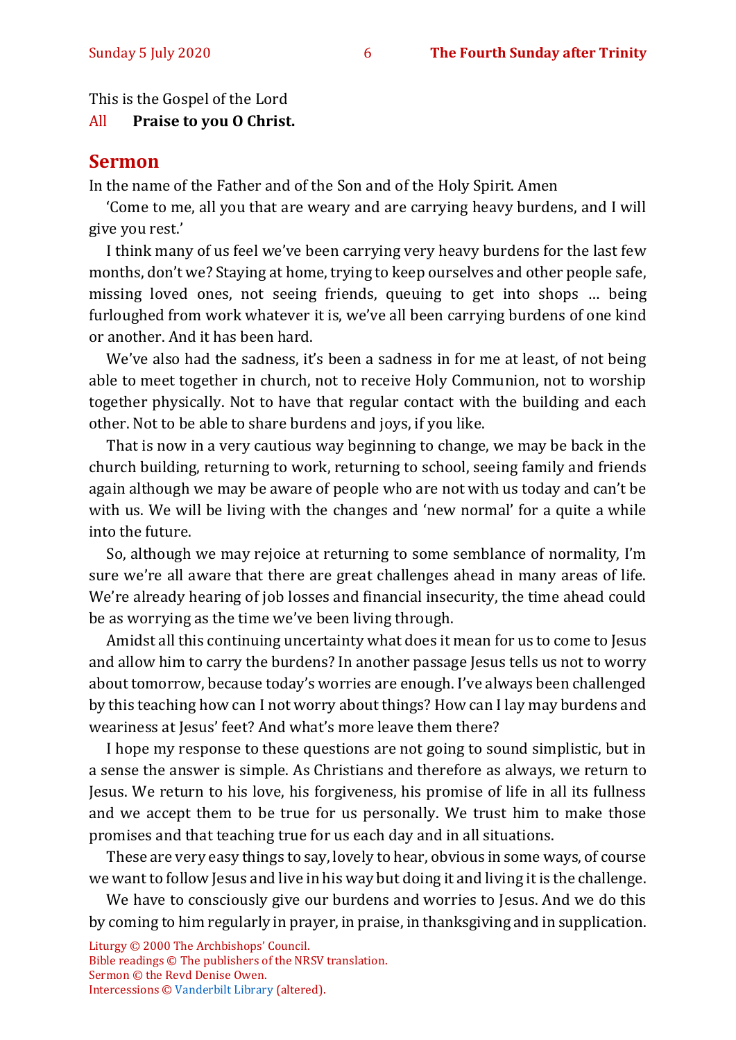This is the Gospel of the Lord

All **Praise to you O Christ.**

## Sermon

In the name of the Father and of the Son and of the Holy Spirit. Amen

'Come to me, all you that are weary and are carrying heavy burdens, and I will give you rest.'

I think many of us feel we've been carrying very heavy burdens for the last few months, don't we? Staying at home, trying to keep ourselves and other people safe, missing loved ones, not seeing friends, queuing to get into shops … being furloughed from work whatever it is, we've all been carrying burdens of one kind or another. And it has been hard.

We've also had the sadness, it's been a sadness in for me at least, of not being able to meet together in church, not to receive Holy Communion, not to worship together physically. Not to have that regular contact with the building and each other. Not to be able to share burdens and joys, if you like.

That is now in a very cautious way beginning to change, we may be back in the church building, returning to work, returning to school, seeing family and friends again although we may be aware of people who are not with us today and can't be with us. We will be living with the changes and 'new normal' for a quite a while into the future.

So, although we may rejoice at returning to some semblance of normality, I'm sure we're all aware that there are great challenges ahead in many areas of life. We're already hearing of job losses and financial insecurity, the time ahead could be as worrying as the time we've been living through.

Amidst all this continuing uncertainty what does it mean for us to come to Jesus and allow him to carry the burdens? In another passage Jesus tells us not to worry about tomorrow, because today's worries are enough. I've always been challenged by this teaching how can I not worry about things? How can I lay may burdens and weariness at Jesus' feet? And what's more leave them there?

I hope my response to these questions are not going to sound simplistic, but in a sense the answer is simple. As Christians and therefore as always, we return to Jesus. We return to his love, his forgiveness, his promise of life in all its fullness and we accept them to be true for us personally. We trust him to make those promises and that teaching true for us each day and in all situations.

These are very easy things to say, lovely to hear, obvious in some ways, of course we want to follow Jesus and live in his way but doing it and living it is the challenge.

We have to consciously give our burdens and worries to Jesus. And we do this by coming to him regularly in prayer, in praise, in thanksgiving and in supplication.

Liturgy © 2000 The Archbishops' Council.
Bible readings © The publishers of the NRSV translation.
Sermon © the Revd Denise Owen.
Intercessions © Vanderbilt Library (altered).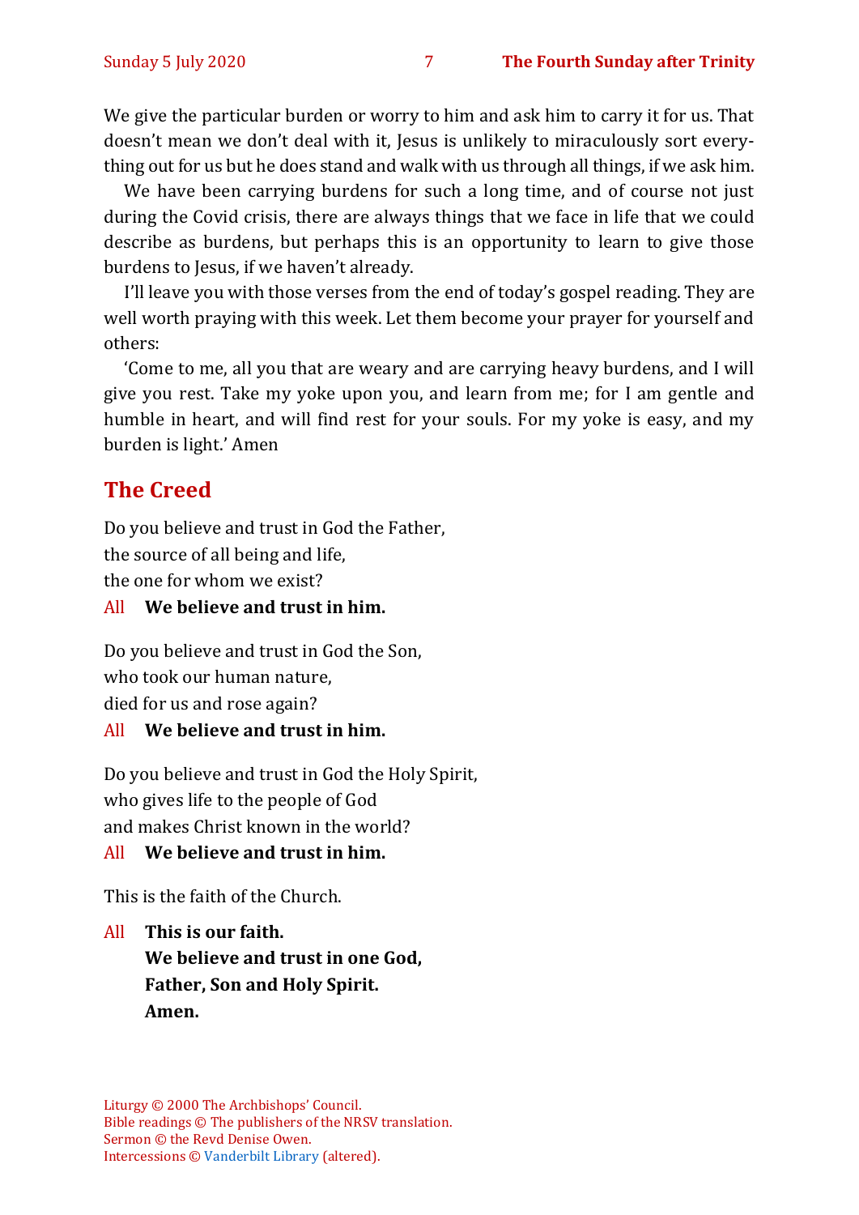We give the particular burden or worry to him and ask him to carry it for us. That doesn't mean we don't deal with it, Jesus is unlikely to miraculously sort everything out for us but he does stand and walk with us through all things, if we ask him.

We have been carrying burdens for such a long time, and of course not just during the Covid crisis, there are always things that we face in life that we could describe as burdens, but perhaps this is an opportunity to learn to give those burdens to Jesus, if we haven't already.

I'll leave you with those verses from the end of today's gospel reading. They are well worth praying with this week. Let them become your prayer for yourself and others:

'Come to me, all you that are weary and are carrying heavy burdens, and I will give you rest. Take my yoke upon you, and learn from me; for I am gentle and humble in heart, and will find rest for your souls. For my yoke is easy, and my burden is light.' Amen

## The Creed

Do you believe and trust in God the Father,
the source of all being and life,
the one for whom we exist?

All **We believe and trust in him.**

Do you believe and trust in God the Son,
who took our human nature,
died for us and rose again?

All **We believe and trust in him.**

Do you believe and trust in God the Holy Spirit,
who gives life to the people of God
and makes Christ known in the world?

All **We believe and trust in him.**

This is the faith of the Church.

All **This is our faith.**
**We believe and trust in one God,**
**Father, Son and Holy Spirit.**
**Amen.**

Liturgy © 2000 The Archbishops' Council.
Bible readings © The publishers of the NRSV translation.
Sermon © the Revd Denise Owen.
Intercessions © Vanderbilt Library (altered).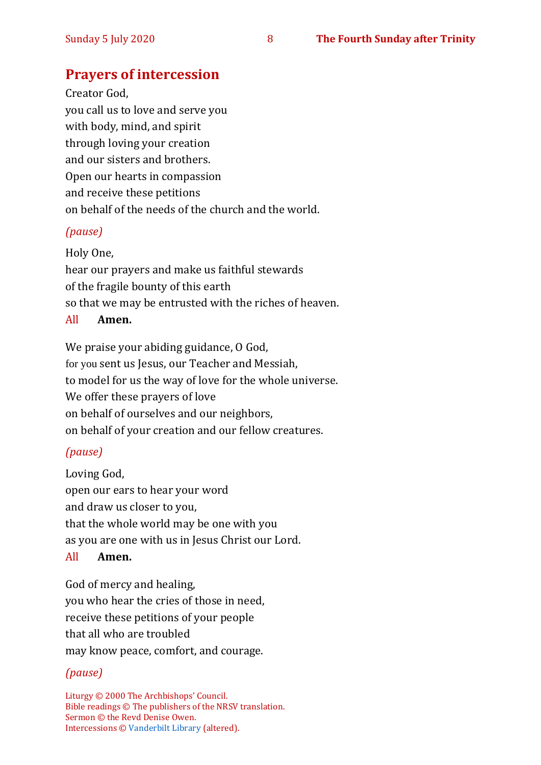## Prayers of intercession

Creator God,
you call us to love and serve you
with body, mind, and spirit
through loving your creation
and our sisters and brothers.
Open our hearts in compassion
and receive these petitions
on behalf of the needs of the church and the world.

*(pause)*

Holy One,
hear our prayers and make us faithful stewards
of the fragile bounty of this earth
so that we may be entrusted with the riches of heaven.
All **Amen.**

We praise your abiding guidance, O God,
for you sent us Jesus, our Teacher and Messiah,
to model for us the way of love for the whole universe.
We offer these prayers of love
on behalf of ourselves and our neighbors,
on behalf of your creation and our fellow creatures.

*(pause)*

Loving God,
open our ears to hear your word
and draw us closer to you,
that the whole world may be one with you
as you are one with us in Jesus Christ our Lord.
All **Amen.**

God of mercy and healing,
you who hear the cries of those in need,
receive these petitions of your people
that all who are troubled
may know peace, comfort, and courage.

*(pause)*

Liturgy © 2000 The Archbishops' Council.
Bible readings © The publishers of the NRSV translation.
Sermon © the Revd Denise Owen.
Intercessions © Vanderbilt Library (altered).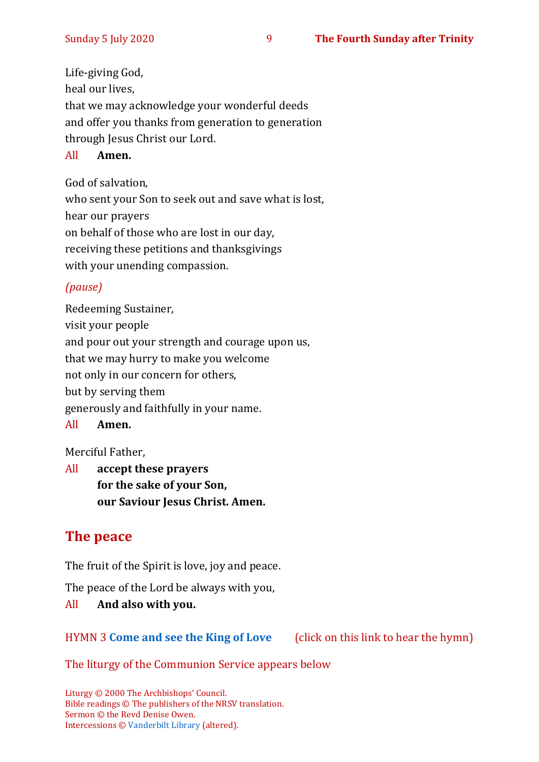Life-giving God,
heal our lives,
that we may acknowledge your wonderful deeds
and offer you thanks from generation to generation
through Jesus Christ our Lord.

All **Amen.**

God of salvation,
who sent your Son to seek out and save what is lost,
hear our prayers
on behalf of those who are lost in our day,
receiving these petitions and thanksgivings
with your unending compassion.

*(pause)*

Redeeming Sustainer,
visit your people
and pour out your strength and courage upon us,
that we may hurry to make you welcome
not only in our concern for others,
but by serving them
generously and faithfully in your name.

All **Amen.**

Merciful Father,

All **accept these prayers**
**for the sake of your Son,**
**our Saviour Jesus Christ. Amen.**

## The peace

The fruit of the Spirit is love, joy and peace.

The peace of the Lord be always with you,

All **And also with you.**

HYMN 3 **Come and see the King of Love** (click on this link to hear the hymn)

The liturgy of the Communion Service appears below

Liturgy © 2000 The Archbishops' Council.
Bible readings © The publishers of the NRSV translation.
Sermon © the Revd Denise Owen.
Intercessions © Vanderbilt Library (altered).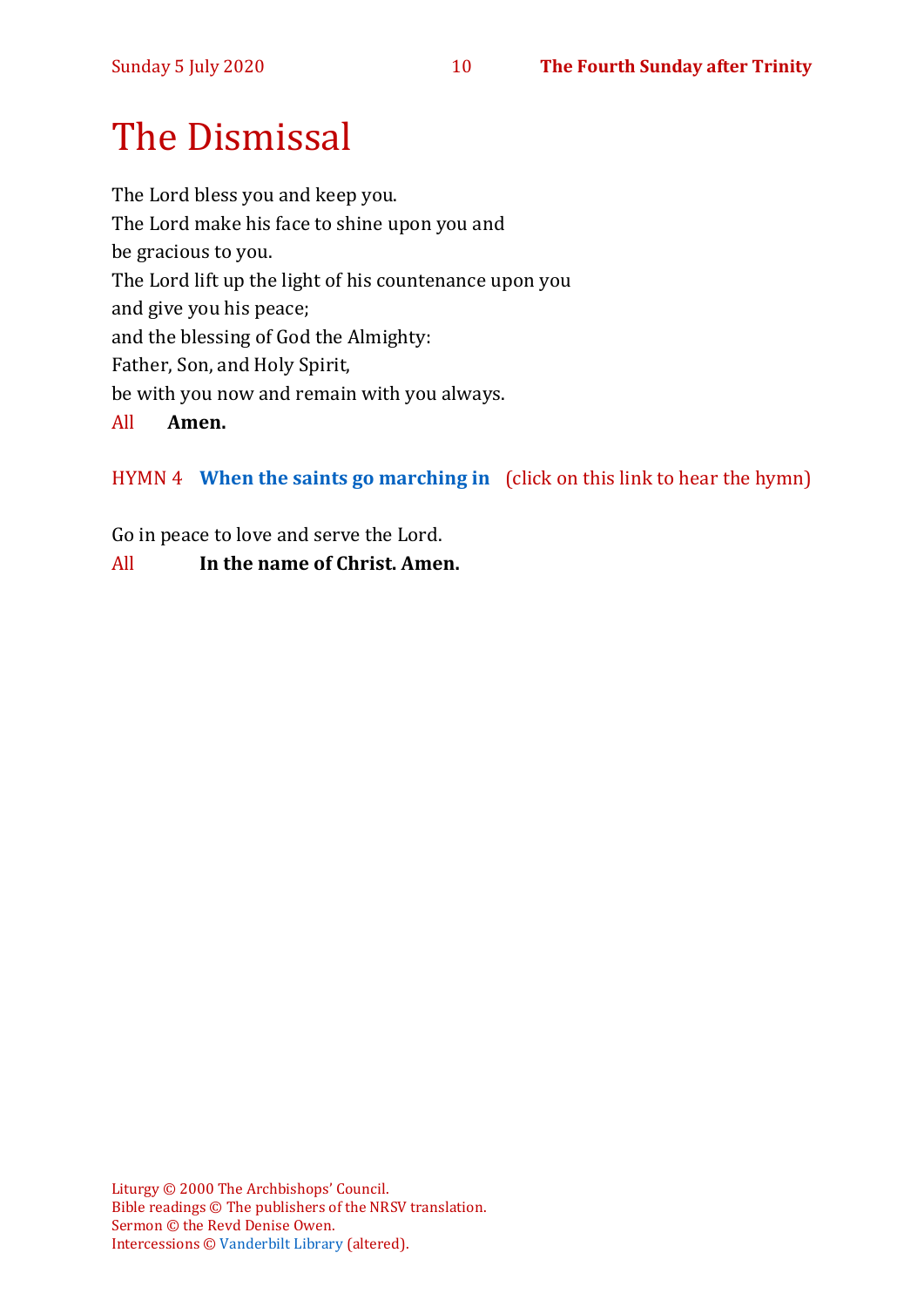# The Dismissal

The Lord bless you and keep you.
The Lord make his face to shine upon you and
be gracious to you.
The Lord lift up the light of his countenance upon you
and give you his peace;
and the blessing of God the Almighty:
Father, Son, and Holy Spirit,
be with you now and remain with you always.

All **Amen.**

HYMN 4 **When the saints go marching in** (click on this link to hear the hymn)

Go in peace to love and serve the Lord.

All **In the name of Christ. Amen.**

Liturgy © 2000 The Archbishops' Council.
Bible readings © The publishers of the NRSV translation.
Sermon © the Revd Denise Owen.
Intercessions © Vanderbilt Library (altered).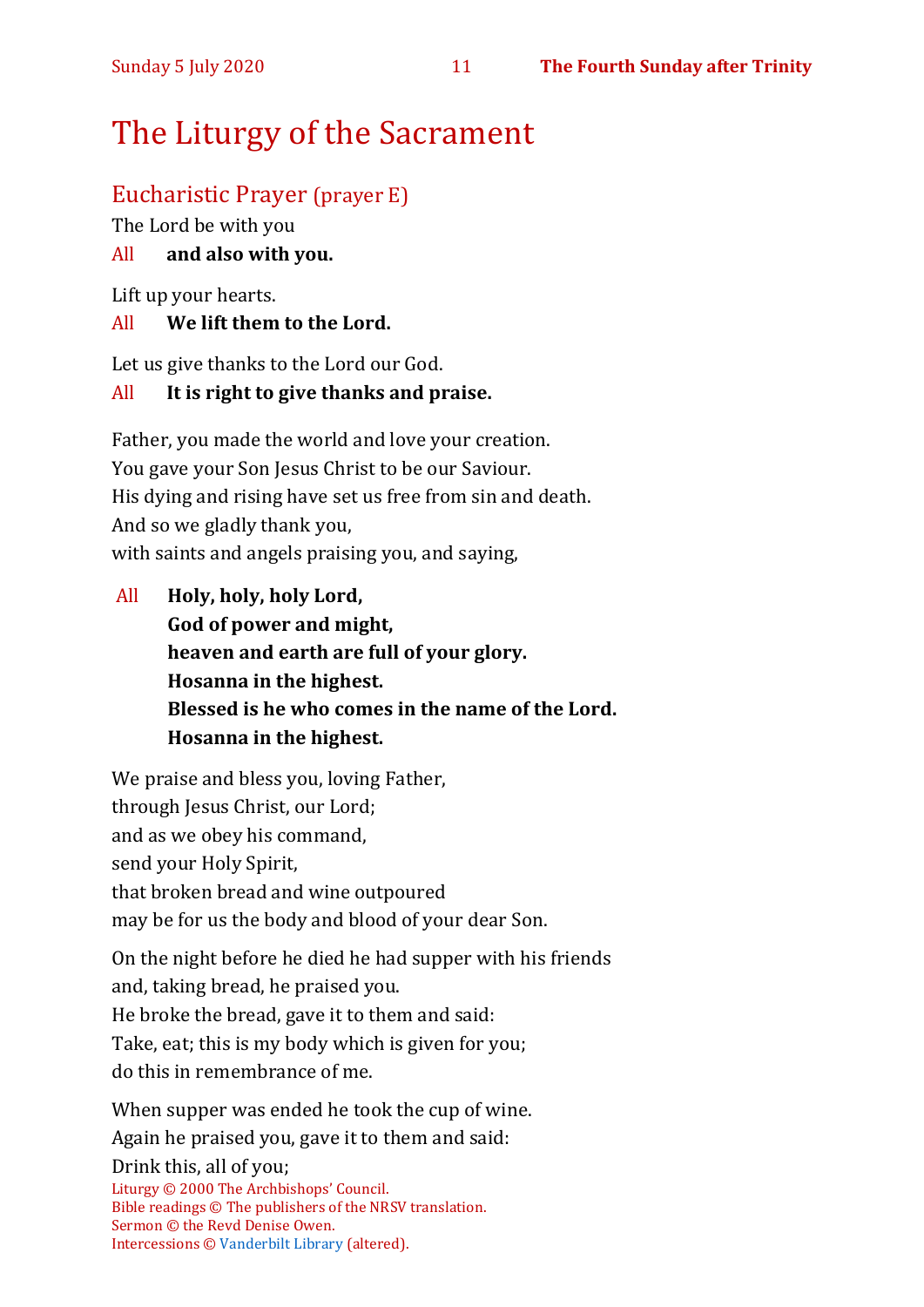# The Liturgy of the Sacrament

## Eucharistic Prayer (prayer E)

The Lord be with you

All **and also with you.**

Lift up your hearts.

All **We lift them to the Lord.**

Let us give thanks to the Lord our God.

All **It is right to give thanks and praise.**

Father, you made the world and love your creation.
You gave your Son Jesus Christ to be our Saviour.
His dying and rising have set us free from sin and death.
And so we gladly thank you,
with saints and angels praising you, and saying,

All **Holy, holy, holy Lord,**
**God of power and might,**
**heaven and earth are full of your glory.**
**Hosanna in the highest.**
**Blessed is he who comes in the name of the Lord.**
**Hosanna in the highest.**

We praise and bless you, loving Father,
through Jesus Christ, our Lord;
and as we obey his command,
send your Holy Spirit,
that broken bread and wine outpoured
may be for us the body and blood of your dear Son.

On the night before he died he had supper with his friends
and, taking bread, he praised you.
He broke the bread, gave it to them and said:
Take, eat; this is my body which is given for you;
do this in remembrance of me.

When supper was ended he took the cup of wine.
Again he praised you, gave it to them and said:
Drink this, all of you;

Liturgy © 2000 The Archbishops' Council.
Bible readings © The publishers of the NRSV translation.
Sermon © the Revd Denise Owen.
Intercessions © Vanderbilt Library (altered).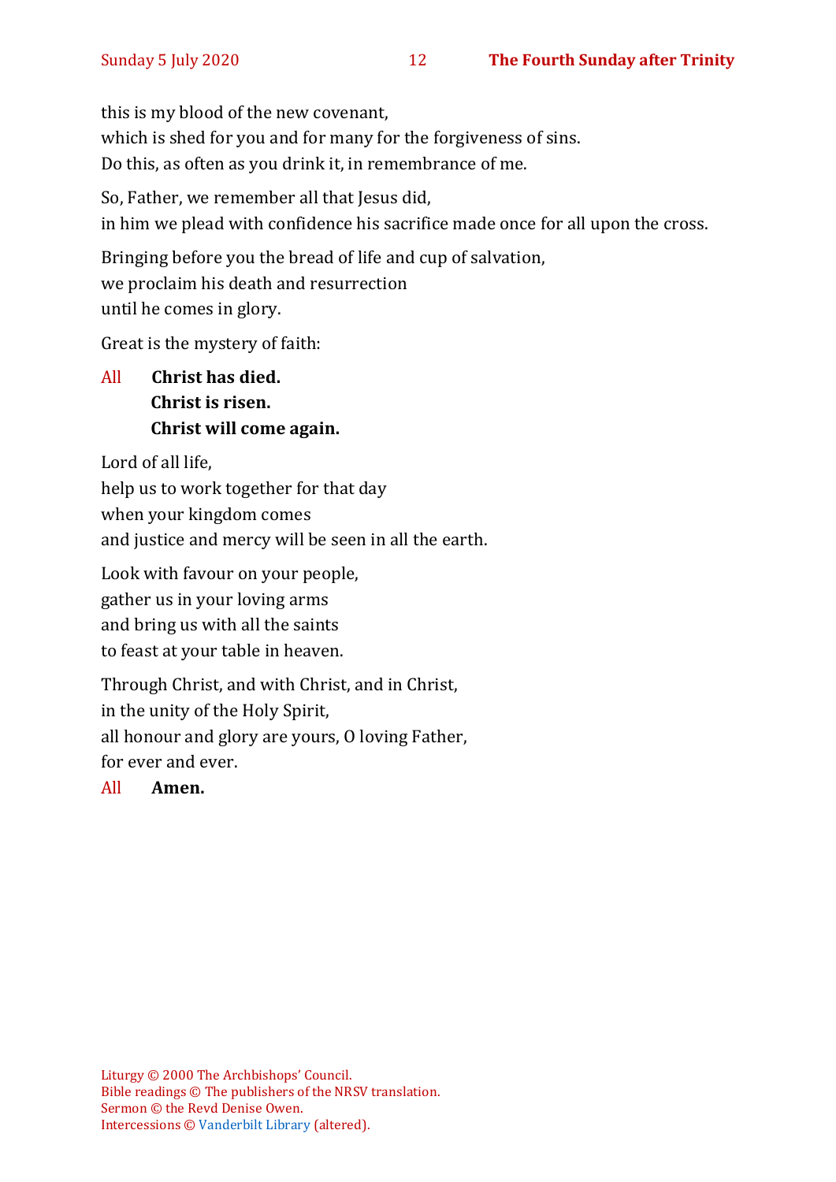this is my blood of the new covenant,
which is shed for you and for many for the forgiveness of sins.
Do this, as often as you drink it, in remembrance of me.

So, Father, we remember all that Jesus did,
in him we plead with confidence his sacrifice made once for all upon the cross.

Bringing before you the bread of life and cup of salvation,
we proclaim his death and resurrection
until he comes in glory.

Great is the mystery of faith:

All **Christ has died.**
**Christ is risen.**
**Christ will come again.**

Lord of all life,
help us to work together for that day
when your kingdom comes
and justice and mercy will be seen in all the earth.

Look with favour on your people,
gather us in your loving arms
and bring us with all the saints
to feast at your table in heaven.

Through Christ, and with Christ, and in Christ,
in the unity of the Holy Spirit,
all honour and glory are yours, O loving Father,
for ever and ever.

All **Amen.**

Liturgy © 2000 The Archbishops' Council.
Bible readings © The publishers of the NRSV translation.
Sermon © the Revd Denise Owen.
Intercessions © Vanderbilt Library (altered).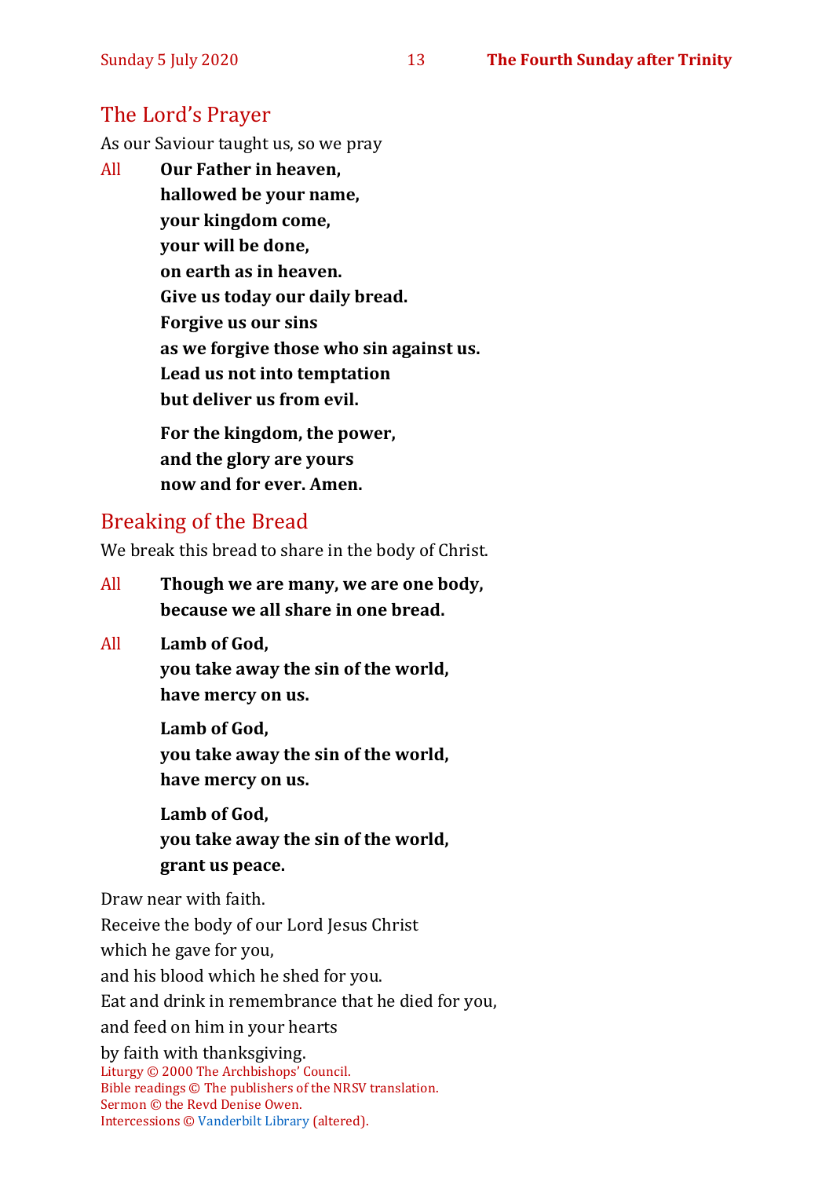## The Lord's Prayer

As our Saviour taught us, so we pray

All **Our Father in heaven,**
**hallowed be your name,**
**your kingdom come,**
**your will be done,**
**on earth as in heaven.**
**Give us today our daily bread.**
**Forgive us our sins**
**as we forgive those who sin against us.**
**Lead us not into temptation**
**but deliver us from evil.**

**For the kingdom, the power,**
**and the glory are yours**
**now and for ever. Amen.**

## Breaking of the Bread

We break this bread to share in the body of Christ.

All **Though we are many, we are one body,**
**because we all share in one bread.**

All **Lamb of God,**
**you take away the sin of the world,**
**have mercy on us.**

**Lamb of God,**
**you take away the sin of the world,**
**have mercy on us.**

**Lamb of God,**
**you take away the sin of the world,**
**grant us peace.**

Draw near with faith.
Receive the body of our Lord Jesus Christ
which he gave for you,
and his blood which he shed for you.
Eat and drink in remembrance that he died for you,
and feed on him in your hearts
by faith with thanksgiving.

Liturgy © 2000 The Archbishops' Council.
Bible readings © The publishers of the NRSV translation.
Sermon © the Revd Denise Owen.
Intercessions © Vanderbilt Library (altered).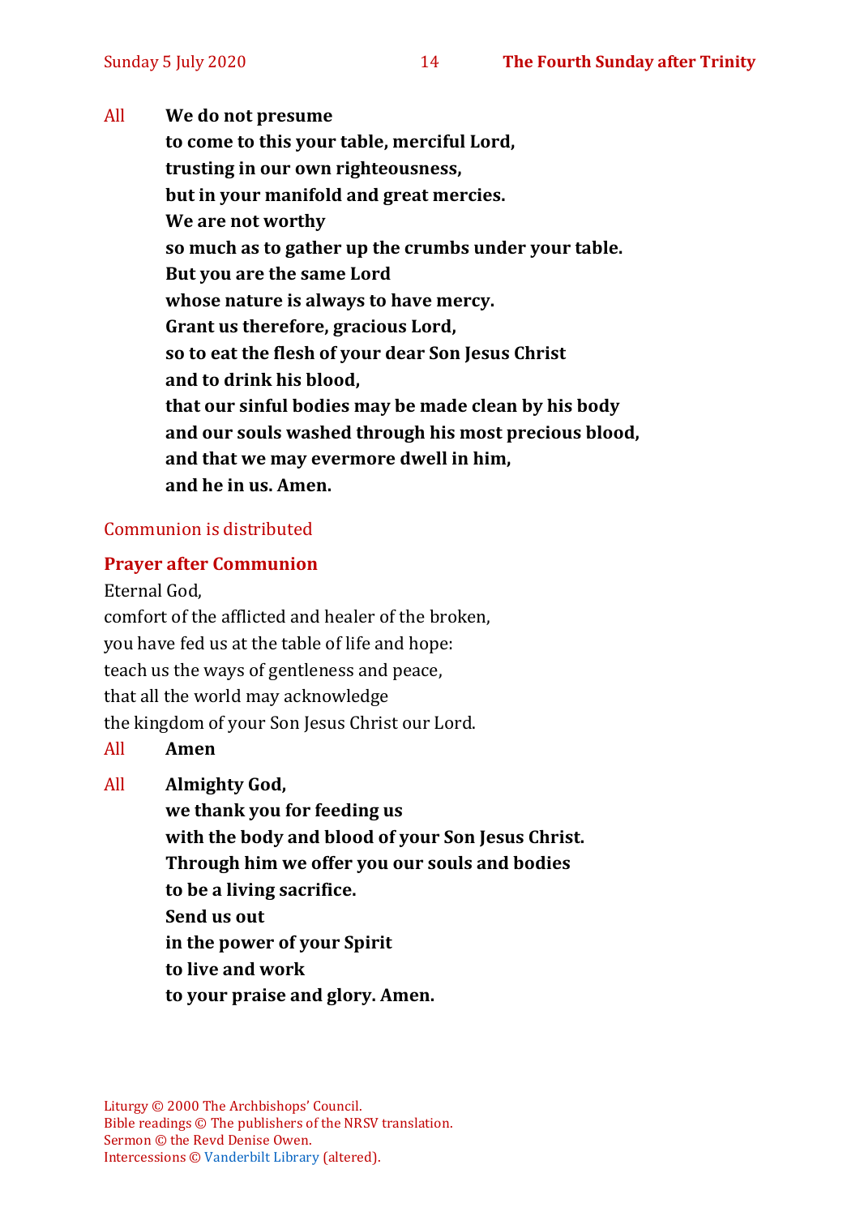All **We do not presume**
**to come to this your table, merciful Lord,**
**trusting in our own righteousness,**
**but in your manifold and great mercies.**
**We are not worthy**
**so much as to gather up the crumbs under your table.**
**But you are the same Lord**
**whose nature is always to have mercy.**
**Grant us therefore, gracious Lord,**
**so to eat the flesh of your dear Son Jesus Christ**
**and to drink his blood,**
**that our sinful bodies may be made clean by his body**
**and our souls washed through his most precious blood,**
**and that we may evermore dwell in him,**
**and he in us. Amen.**

Communion is distributed

### Prayer after Communion

Eternal God,
comfort of the afflicted and healer of the broken,
you have fed us at the table of life and hope:
teach us the ways of gentleness and peace,
that all the world may acknowledge
the kingdom of your Son Jesus Christ our Lord.

All **Amen**

All **Almighty God,**
**we thank you for feeding us**
**with the body and blood of your Son Jesus Christ.**
**Through him we offer you our souls and bodies**
**to be a living sacrifice.**
**Send us out**
**in the power of your Spirit**
**to live and work**
**to your praise and glory. Amen.**

Liturgy © 2000 The Archbishops' Council.
Bible readings © The publishers of the NRSV translation.
Sermon © the Revd Denise Owen.
Intercessions © Vanderbilt Library (altered).